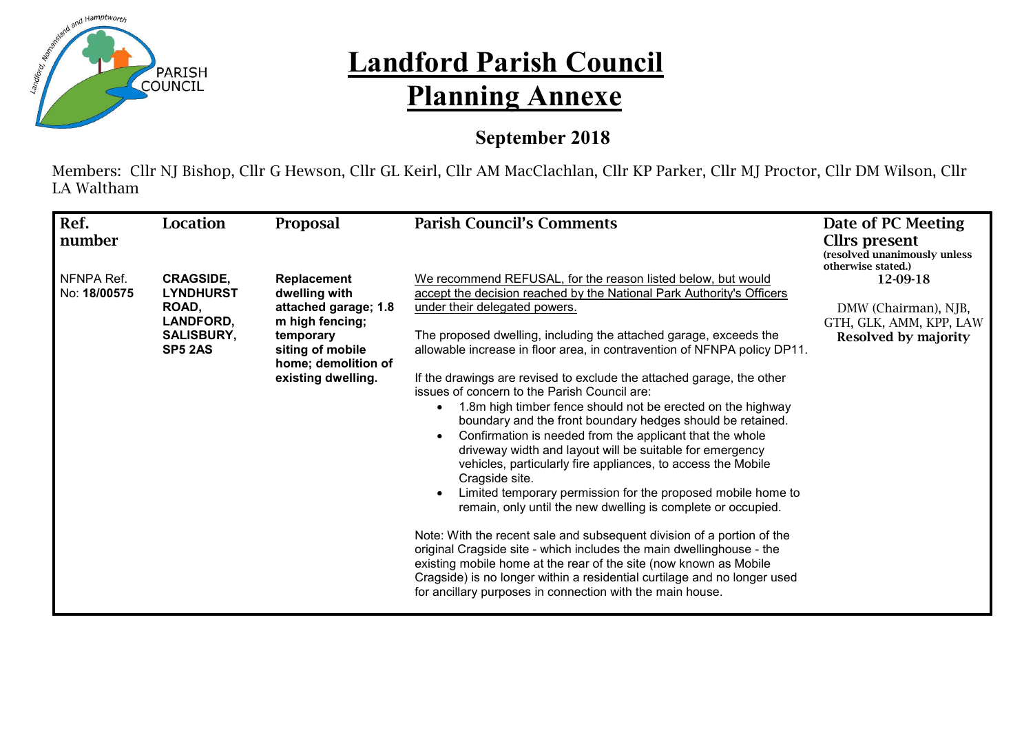# Landford Parish Council

# Planning Annexe

## September 2018

Members: Cllr NJ Bishop, Cllr G Hewson, Cllr GL Keirl, Cllr AM MacClachlan, Cllr KP Parker, Cllr MJ Proctor, Cllr DM Wilson, Cllr LA Waltham

| Ref. number | Location | Proposal | Parish Council's Comments | Date of PC Meeting Cllrs present (resolved unanimously unless otherwise stated.) |
|---|---|---|---|---|
| NFNPA Ref. No: **18/00575** | **CRAGSIDE, LYNDHURST ROAD, LANDFORD, SALISBURY, SP5 2AS** | **Replacement dwelling with attached garage; 1.8 m high fencing; temporary siting of mobile home; demolition of existing dwelling.** | We recommend REFUSAL, for the reason listed below, but would accept the decision reached by the National Park Authority's Officers under their delegated powers.<br><br>The proposed dwelling, including the attached garage, exceeds the allowable increase in floor area, in contravention of NFNPA policy DP11.<br><br>If the drawings are revised to exclude the attached garage, the other issues of concern to the Parish Council are:<br>• 1.8m high timber fence should not be erected on the highway boundary and the front boundary hedges should be retained.<br>• Confirmation is needed from the applicant that the whole driveway width and layout will be suitable for emergency vehicles, particularly fire appliances, to access the Mobile Cragside site.<br>• Limited temporary permission for the proposed mobile home to remain, only until the new dwelling is complete or occupied.<br><br>Note: With the recent sale and subsequent division of a portion of the original Cragside site - which includes the main dwellinghouse - the existing mobile home at the rear of the site (now known as Mobile Cragside) is no longer within a residential curtilage and no longer used for ancillary purposes in connection with the main house. | 12-09-18<br><br>DMW (Chairman), NJB, GTH, GLK, AMM, KPP, LAW<br>**Resolved by majority** |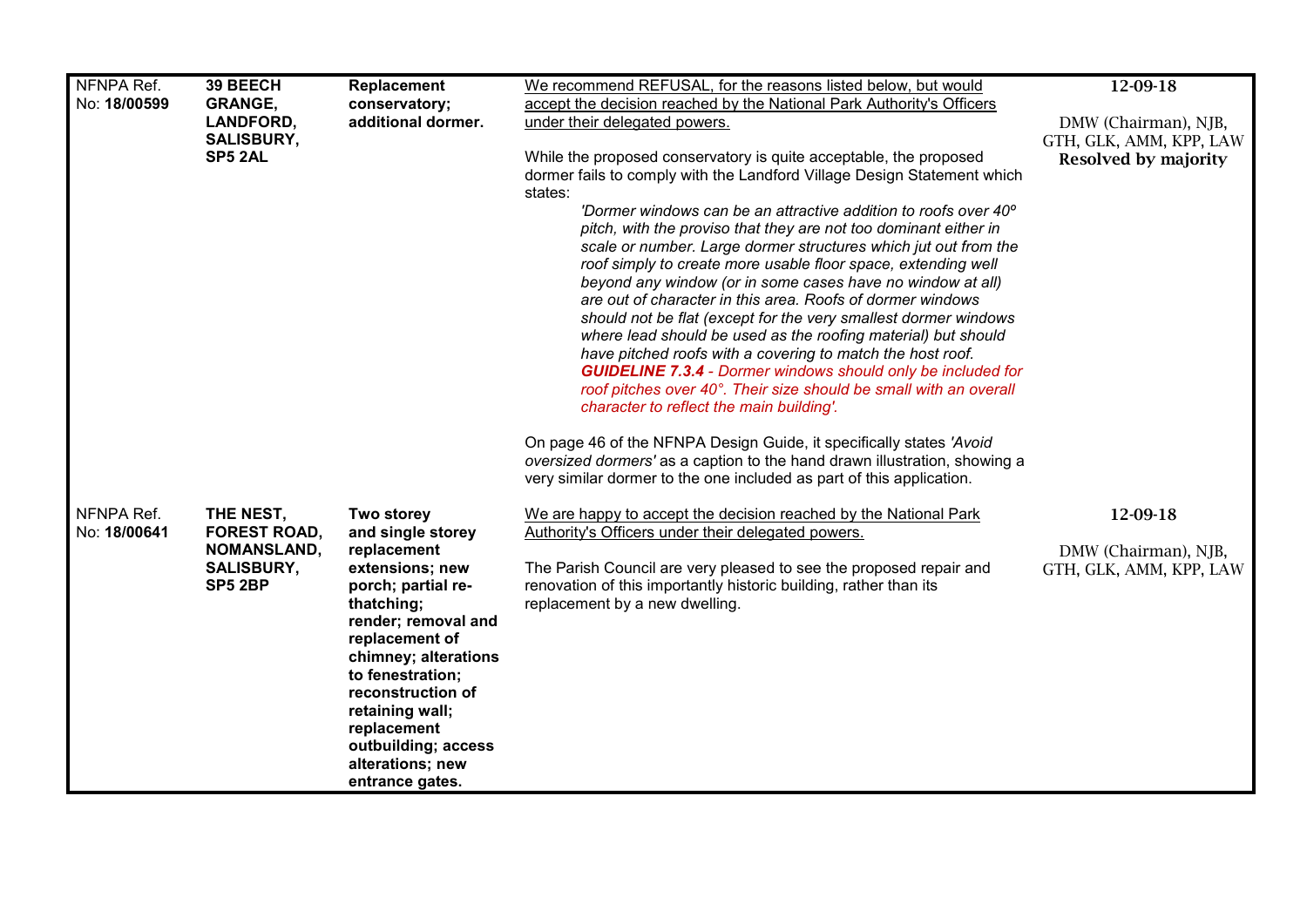| | | | | |
|---|---|---|---|---|
| NFNPA Ref. No: **18/00599** | **39 BEECH GRANGE, LANDFORD, SALISBURY, SP5 2AL** | **Replacement conservatory; additional dormer.** | We recommend REFUSAL, for the reasons listed below, but would accept the decision reached by the National Park Authority's Officers under their delegated powers.<br><br>While the proposed conservatory is quite acceptable, the proposed dormer fails to comply with the Landford Village Design Statement which states:<br>*'Dormer windows can be an attractive addition to roofs over 40º pitch, with the proviso that they are not too dominant either in scale or number. Large dormer structures which jut out from the roof simply to create more usable floor space, extending well beyond any window (or in some cases have no window at all) are out of character in this area. Roofs of dormer windows should not be flat (except for the very smallest dormer windows where lead should be used as the roofing material) but should have pitched roofs with a covering to match the host roof.*<br>***GUIDELINE 7.3.4** - Dormer windows should only be included for roof pitches over 40°. Their size should be small with an overall character to reflect the main building'.*<br><br>On page 46 of the NFNPA Design Guide, it specifically states *'Avoid oversized dormers'* as a caption to the hand drawn illustration, showing a very similar dormer to the one included as part of this application. | 12-09-18<br><br>DMW (Chairman), NJB, GTH, GLK, AMM, KPP, LAW<br>**Resolved by majority** |
| NFNPA Ref. No: **18/00641** | **THE NEST, FOREST ROAD, NOMANSLAND, SALISBURY, SP5 2BP** | **Two storey and single storey replacement extensions; new porch; partial re-thatching; render; removal and replacement of chimney; alterations to fenestration; reconstruction of retaining wall; replacement outbuilding; access alterations; new entrance gates.** | We are happy to accept the decision reached by the National Park Authority's Officers under their delegated powers.<br><br>The Parish Council are very pleased to see the proposed repair and renovation of this importantly historic building, rather than its replacement by a new dwelling. | 12-09-18<br><br>DMW (Chairman), NJB, GTH, GLK, AMM, KPP, LAW |